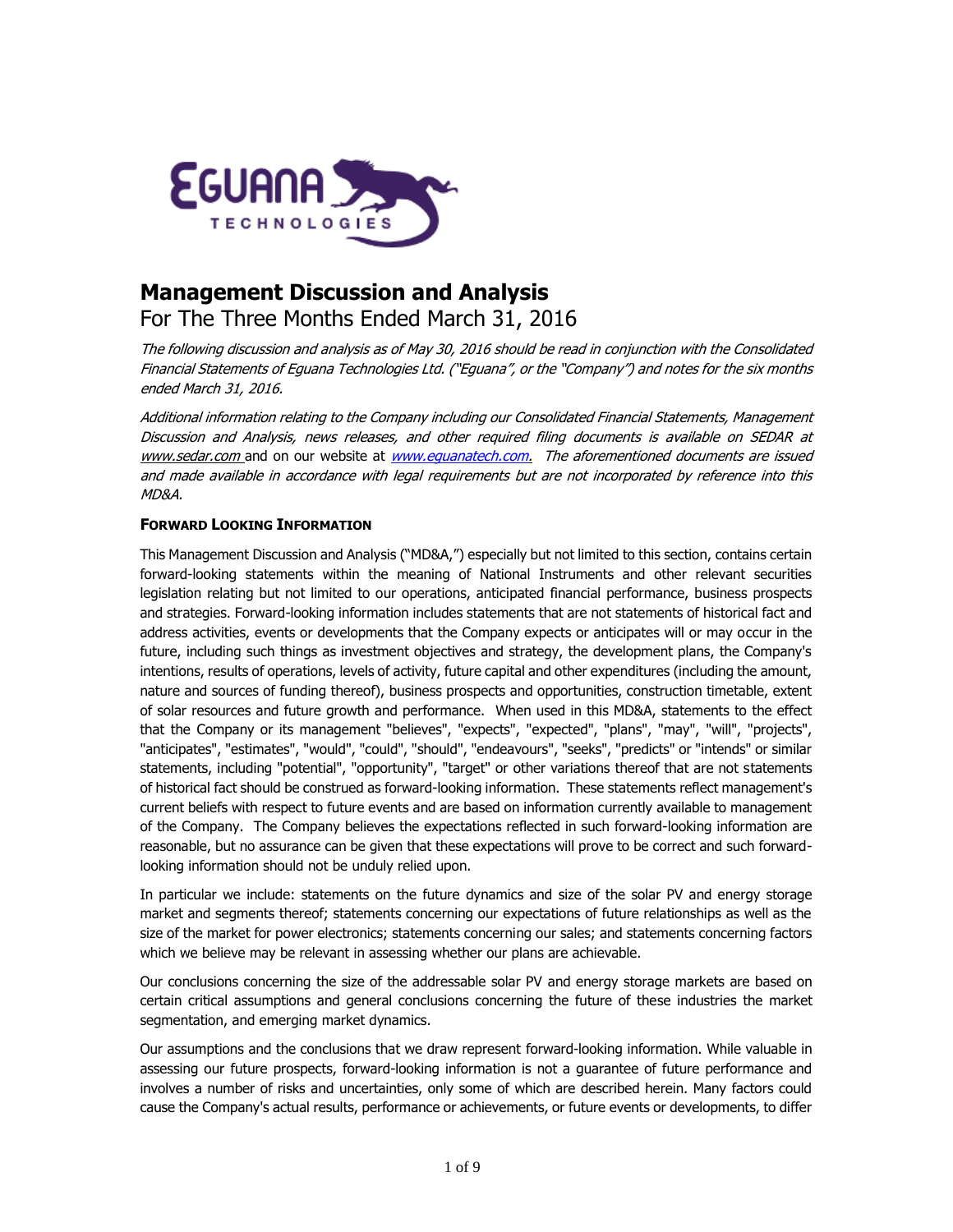# Management Discussion and Analysis

For The Three Months Ended March 31, 2016

*The following discussion and analysis as of May 30, 2016 should be read in conjunction with the Consolidated Financial Statements of Eguana Technologies Ltd. ("Eguana", or the "Company") and notes for the six months ended March 31, 2016.*

*Additional information relating to the Company including our Consolidated Financial Statements, Management Discussion and Analysis, news releases, and other required filing documents is available on SEDAR at www.sedar.com and on our website at www.eguanatech.com. The aforementioned documents are issued and made available in accordance with legal requirements but are not incorporated by reference into this MD&A.*

**FORWARD LOOKING INFORMATION**

This Management Discussion and Analysis ("MD&A,") especially but not limited to this section, contains certain forward-looking statements within the meaning of National Instruments and other relevant securities legislation relating but not limited to our operations, anticipated financial performance, business prospects and strategies. Forward-looking information includes statements that are not statements of historical fact and address activities, events or developments that the Company expects or anticipates will or may occur in the future, including such things as investment objectives and strategy, the development plans, the Company's intentions, results of operations, levels of activity, future capital and other expenditures (including the amount, nature and sources of funding thereof), business prospects and opportunities, construction timetable, extent of solar resources and future growth and performance. When used in this MD&A, statements to the effect that the Company or its management "believes", "expects", "expected", "plans", "may", "will", "projects", "anticipates", "estimates", "would", "could", "should", "endeavours", "seeks", "predicts" or "intends" or similar statements, including "potential", "opportunity", "target" or other variations thereof that are not statements of historical fact should be construed as forward-looking information. These statements reflect management's current beliefs with respect to future events and are based on information currently available to management of the Company. The Company believes the expectations reflected in such forward-looking information are reasonable, but no assurance can be given that these expectations will prove to be correct and such forward-looking information should not be unduly relied upon.

In particular we include: statements on the future dynamics and size of the solar PV and energy storage market and segments thereof; statements concerning our expectations of future relationships as well as the size of the market for power electronics; statements concerning our sales; and statements concerning factors which we believe may be relevant in assessing whether our plans are achievable.

Our conclusions concerning the size of the addressable solar PV and energy storage markets are based on certain critical assumptions and general conclusions concerning the future of these industries the market segmentation, and emerging market dynamics.

Our assumptions and the conclusions that we draw represent forward-looking information. While valuable in assessing our future prospects, forward-looking information is not a guarantee of future performance and involves a number of risks and uncertainties, only some of which are described herein. Many factors could cause the Company's actual results, performance or achievements, or future events or developments, to differ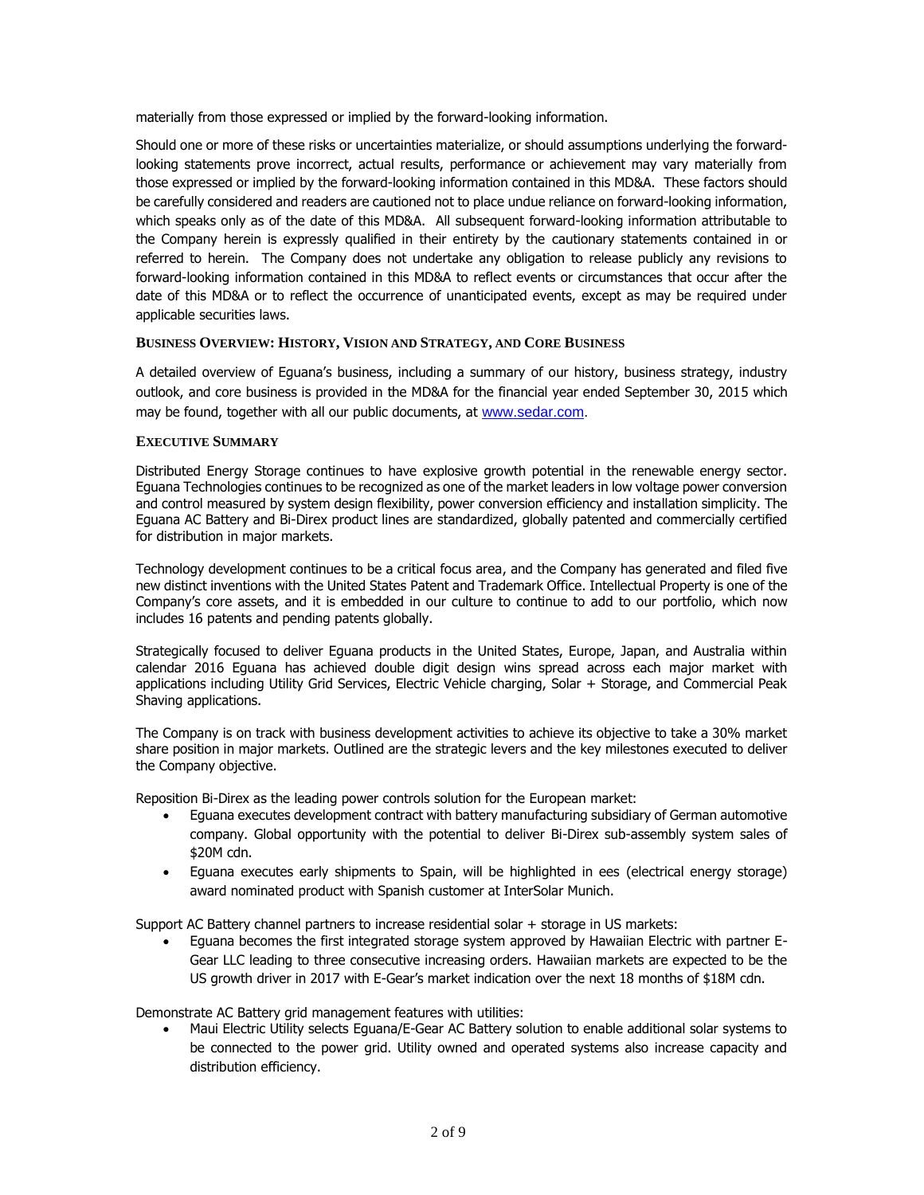materially from those expressed or implied by the forward-looking information.

Should one or more of these risks or uncertainties materialize, or should assumptions underlying the forward-looking statements prove incorrect, actual results, performance or achievement may vary materially from those expressed or implied by the forward-looking information contained in this MD&A. These factors should be carefully considered and readers are cautioned not to place undue reliance on forward-looking information, which speaks only as of the date of this MD&A. All subsequent forward-looking information attributable to the Company herein is expressly qualified in their entirety by the cautionary statements contained in or referred to herein. The Company does not undertake any obligation to release publicly any revisions to forward-looking information contained in this MD&A to reflect events or circumstances that occur after the date of this MD&A or to reflect the occurrence of unanticipated events, except as may be required under applicable securities laws.

### BUSINESS OVERVIEW: HISTORY, VISION AND STRATEGY, AND CORE BUSINESS

A detailed overview of Eguana's business, including a summary of our history, business strategy, industry outlook, and core business is provided in the MD&A for the financial year ended September 30, 2015 which may be found, together with all our public documents, at www.sedar.com.

### EXECUTIVE SUMMARY

Distributed Energy Storage continues to have explosive growth potential in the renewable energy sector. Eguana Technologies continues to be recognized as one of the market leaders in low voltage power conversion and control measured by system design flexibility, power conversion efficiency and installation simplicity. The Eguana AC Battery and Bi-Direx product lines are standardized, globally patented and commercially certified for distribution in major markets.

Technology development continues to be a critical focus area, and the Company has generated and filed five new distinct inventions with the United States Patent and Trademark Office. Intellectual Property is one of the Company's core assets, and it is embedded in our culture to continue to add to our portfolio, which now includes 16 patents and pending patents globally.

Strategically focused to deliver Eguana products in the United States, Europe, Japan, and Australia within calendar 2016 Eguana has achieved double digit design wins spread across each major market with applications including Utility Grid Services, Electric Vehicle charging, Solar + Storage, and Commercial Peak Shaving applications.

The Company is on track with business development activities to achieve its objective to take a 30% market share position in major markets. Outlined are the strategic levers and the key milestones executed to deliver the Company objective.

Reposition Bi-Direx as the leading power controls solution for the European market:

- Eguana executes development contract with battery manufacturing subsidiary of German automotive company. Global opportunity with the potential to deliver Bi-Direx sub-assembly system sales of $20M cdn.
- Eguana executes early shipments to Spain, will be highlighted in ees (electrical energy storage) award nominated product with Spanish customer at InterSolar Munich.

Support AC Battery channel partners to increase residential solar + storage in US markets:

- Eguana becomes the first integrated storage system approved by Hawaiian Electric with partner E-Gear LLC leading to three consecutive increasing orders. Hawaiian markets are expected to be the US growth driver in 2017 with E-Gear's market indication over the next 18 months of $18M cdn.

Demonstrate AC Battery grid management features with utilities:

- Maui Electric Utility selects Eguana/E-Gear AC Battery solution to enable additional solar systems to be connected to the power grid. Utility owned and operated systems also increase capacity and distribution efficiency.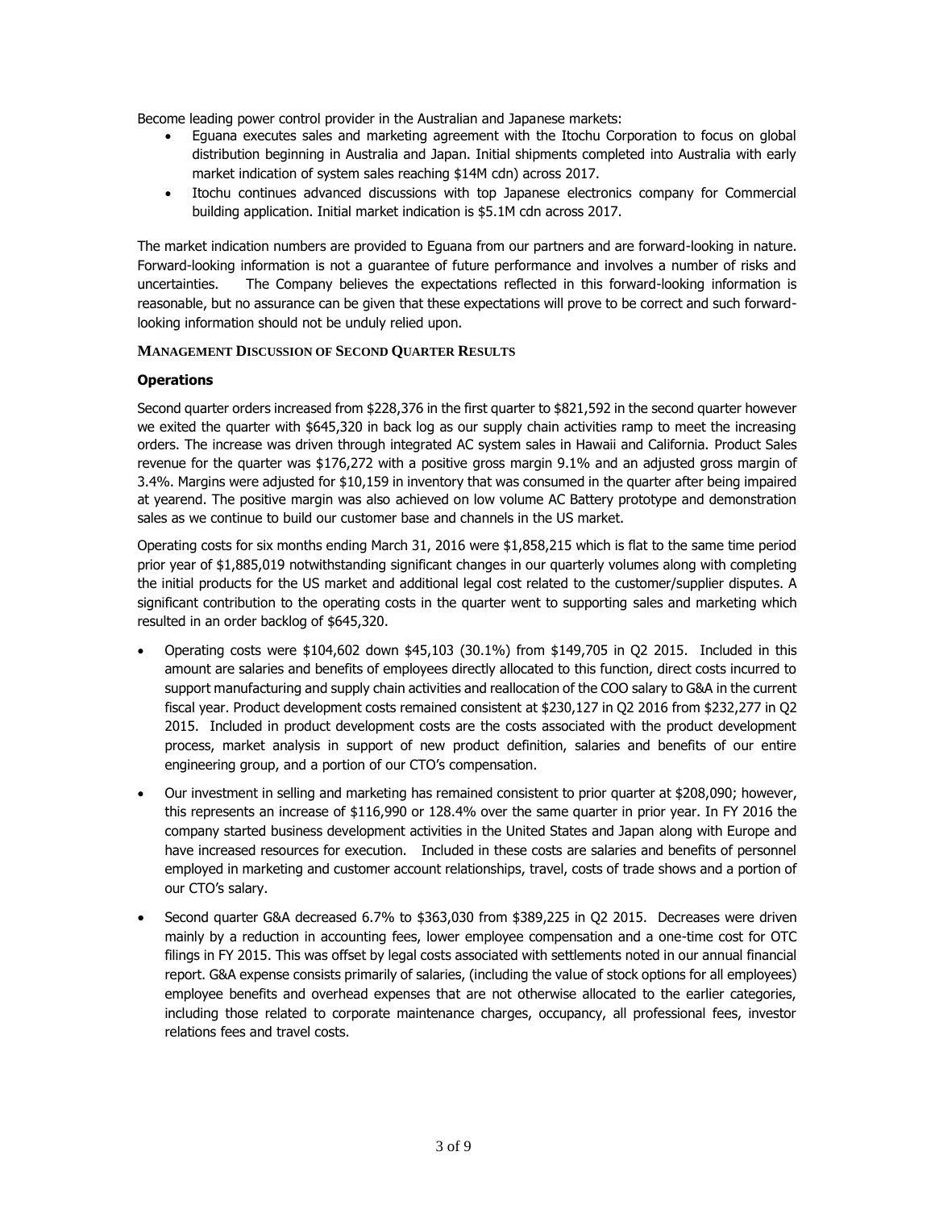Become leading power control provider in the Australian and Japanese markets:

- Eguana executes sales and marketing agreement with the Itochu Corporation to focus on global distribution beginning in Australia and Japan. Initial shipments completed into Australia with early market indication of system sales reaching $14M cdn) across 2017.
- Itochu continues advanced discussions with top Japanese electronics company for Commercial building application. Initial market indication is $5.1M cdn across 2017.

The market indication numbers are provided to Eguana from our partners and are forward-looking in nature. Forward-looking information is not a guarantee of future performance and involves a number of risks and uncertainties. The Company believes the expectations reflected in this forward-looking information is reasonable, but no assurance can be given that these expectations will prove to be correct and such forward-looking information should not be unduly relied upon.

## MANAGEMENT DISCUSSION OF SECOND QUARTER RESULTS

### Operations

Second quarter orders increased from $228,376 in the first quarter to $821,592 in the second quarter however we exited the quarter with $645,320 in back log as our supply chain activities ramp to meet the increasing orders. The increase was driven through integrated AC system sales in Hawaii and California. Product Sales revenue for the quarter was $176,272 with a positive gross margin 9.1% and an adjusted gross margin of 3.4%. Margins were adjusted for $10,159 in inventory that was consumed in the quarter after being impaired at yearend. The positive margin was also achieved on low volume AC Battery prototype and demonstration sales as we continue to build our customer base and channels in the US market.

Operating costs for six months ending March 31, 2016 were $1,858,215 which is flat to the same time period prior year of $1,885,019 notwithstanding significant changes in our quarterly volumes along with completing the initial products for the US market and additional legal cost related to the customer/supplier disputes. A significant contribution to the operating costs in the quarter went to supporting sales and marketing which resulted in an order backlog of $645,320.

- Operating costs were $104,602 down $45,103 (30.1%) from $149,705 in Q2 2015. Included in this amount are salaries and benefits of employees directly allocated to this function, direct costs incurred to support manufacturing and supply chain activities and reallocation of the COO salary to G&A in the current fiscal year. Product development costs remained consistent at $230,127 in Q2 2016 from $232,277 in Q2 2015. Included in product development costs are the costs associated with the product development process, market analysis in support of new product definition, salaries and benefits of our entire engineering group, and a portion of our CTO's compensation.
- Our investment in selling and marketing has remained consistent to prior quarter at $208,090; however, this represents an increase of $116,990 or 128.4% over the same quarter in prior year. In FY 2016 the company started business development activities in the United States and Japan along with Europe and have increased resources for execution. Included in these costs are salaries and benefits of personnel employed in marketing and customer account relationships, travel, costs of trade shows and a portion of our CTO's salary.
- Second quarter G&A decreased 6.7% to $363,030 from $389,225 in Q2 2015. Decreases were driven mainly by a reduction in accounting fees, lower employee compensation and a one-time cost for OTC filings in FY 2015. This was offset by legal costs associated with settlements noted in our annual financial report. G&A expense consists primarily of salaries, (including the value of stock options for all employees) employee benefits and overhead expenses that are not otherwise allocated to the earlier categories, including those related to corporate maintenance charges, occupancy, all professional fees, investor relations fees and travel costs.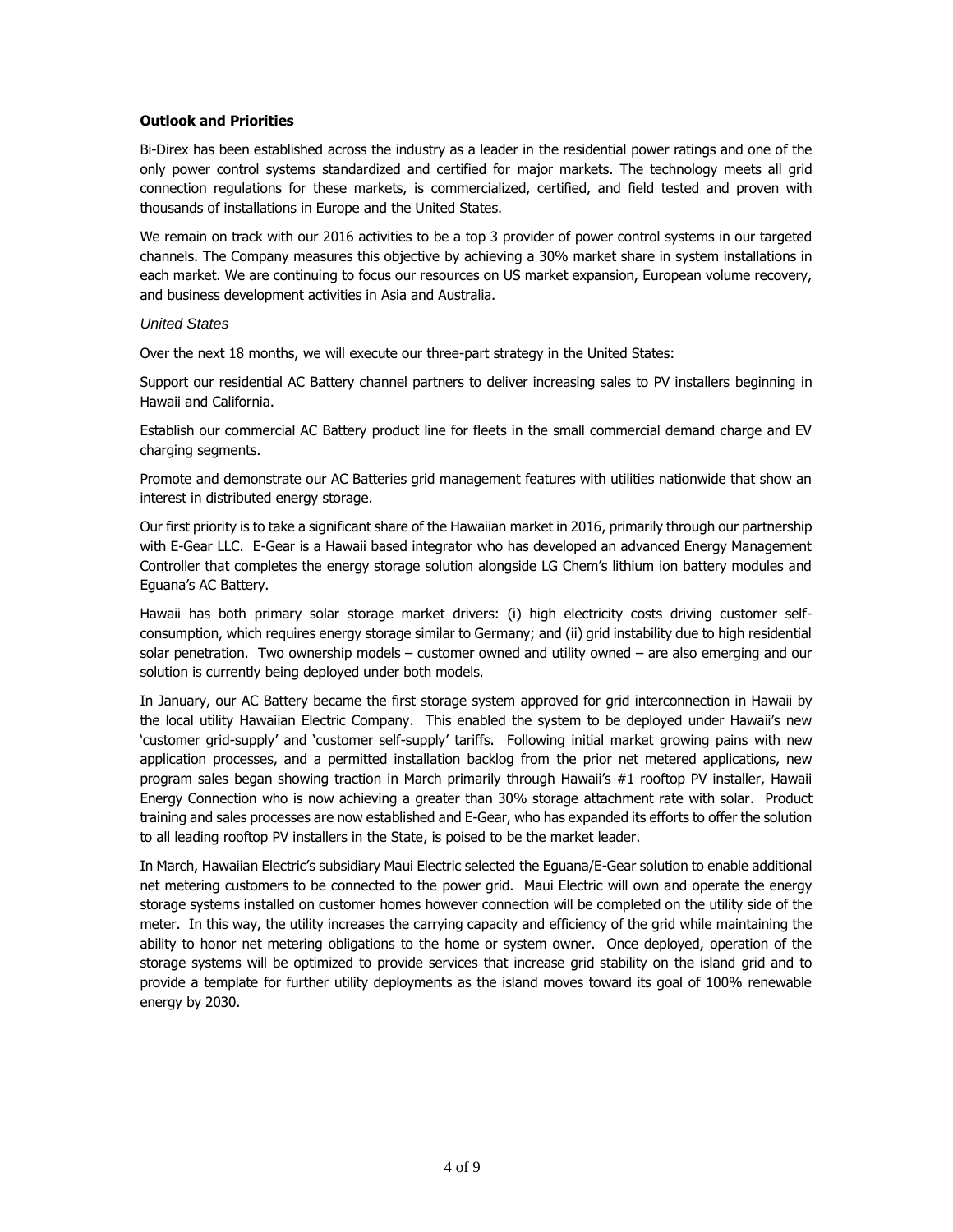**Outlook and Priorities**

Bi-Direx has been established across the industry as a leader in the residential power ratings and one of the only power control systems standardized and certified for major markets. The technology meets all grid connection regulations for these markets, is commercialized, certified, and field tested and proven with thousands of installations in Europe and the United States.

We remain on track with our 2016 activities to be a top 3 provider of power control systems in our targeted channels. The Company measures this objective by achieving a 30% market share in system installations in each market. We are continuing to focus our resources on US market expansion, European volume recovery, and business development activities in Asia and Australia.

*United States*

Over the next 18 months, we will execute our three-part strategy in the United States:

Support our residential AC Battery channel partners to deliver increasing sales to PV installers beginning in Hawaii and California.

Establish our commercial AC Battery product line for fleets in the small commercial demand charge and EV charging segments.

Promote and demonstrate our AC Batteries grid management features with utilities nationwide that show an interest in distributed energy storage.

Our first priority is to take a significant share of the Hawaiian market in 2016, primarily through our partnership with E-Gear LLC. E-Gear is a Hawaii based integrator who has developed an advanced Energy Management Controller that completes the energy storage solution alongside LG Chem's lithium ion battery modules and Eguana's AC Battery.

Hawaii has both primary solar storage market drivers: (i) high electricity costs driving customer self-consumption, which requires energy storage similar to Germany; and (ii) grid instability due to high residential solar penetration. Two ownership models – customer owned and utility owned – are also emerging and our solution is currently being deployed under both models.

In January, our AC Battery became the first storage system approved for grid interconnection in Hawaii by the local utility Hawaiian Electric Company. This enabled the system to be deployed under Hawaii's new 'customer grid-supply' and 'customer self-supply' tariffs. Following initial market growing pains with new application processes, and a permitted installation backlog from the prior net metered applications, new program sales began showing traction in March primarily through Hawaii's #1 rooftop PV installer, Hawaii Energy Connection who is now achieving a greater than 30% storage attachment rate with solar. Product training and sales processes are now established and E-Gear, who has expanded its efforts to offer the solution to all leading rooftop PV installers in the State, is poised to be the market leader.

In March, Hawaiian Electric's subsidiary Maui Electric selected the Eguana/E-Gear solution to enable additional net metering customers to be connected to the power grid. Maui Electric will own and operate the energy storage systems installed on customer homes however connection will be completed on the utility side of the meter. In this way, the utility increases the carrying capacity and efficiency of the grid while maintaining the ability to honor net metering obligations to the home or system owner. Once deployed, operation of the storage systems will be optimized to provide services that increase grid stability on the island grid and to provide a template for further utility deployments as the island moves toward its goal of 100% renewable energy by 2030.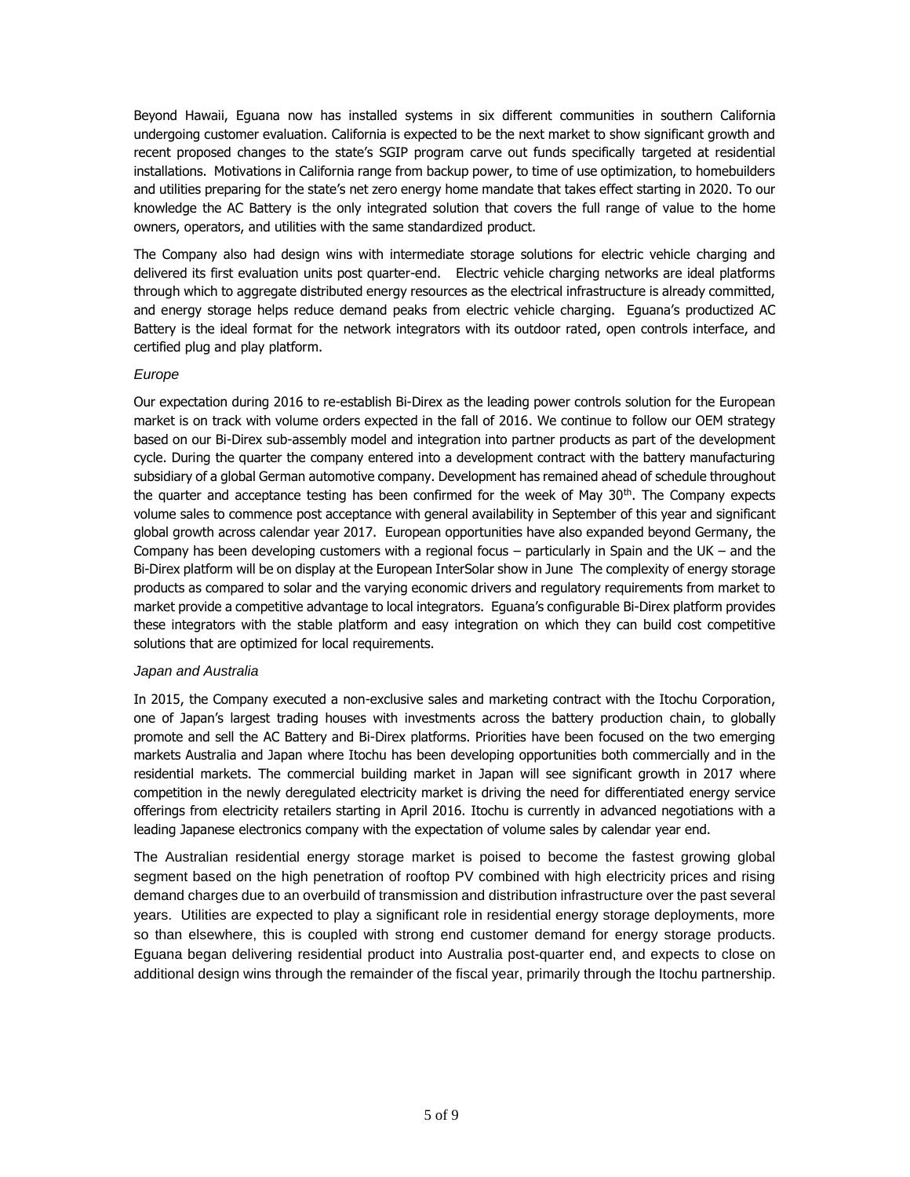Beyond Hawaii, Eguana now has installed systems in six different communities in southern California undergoing customer evaluation. California is expected to be the next market to show significant growth and recent proposed changes to the state's SGIP program carve out funds specifically targeted at residential installations. Motivations in California range from backup power, to time of use optimization, to homebuilders and utilities preparing for the state's net zero energy home mandate that takes effect starting in 2020. To our knowledge the AC Battery is the only integrated solution that covers the full range of value to the home owners, operators, and utilities with the same standardized product.

The Company also had design wins with intermediate storage solutions for electric vehicle charging and delivered its first evaluation units post quarter-end. Electric vehicle charging networks are ideal platforms through which to aggregate distributed energy resources as the electrical infrastructure is already committed, and energy storage helps reduce demand peaks from electric vehicle charging. Eguana's productized AC Battery is the ideal format for the network integrators with its outdoor rated, open controls interface, and certified plug and play platform.

*Europe*

Our expectation during 2016 to re-establish Bi-Direx as the leading power controls solution for the European market is on track with volume orders expected in the fall of 2016. We continue to follow our OEM strategy based on our Bi-Direx sub-assembly model and integration into partner products as part of the development cycle. During the quarter the company entered into a development contract with the battery manufacturing subsidiary of a global German automotive company. Development has remained ahead of schedule throughout the quarter and acceptance testing has been confirmed for the week of May 30th. The Company expects volume sales to commence post acceptance with general availability in September of this year and significant global growth across calendar year 2017. European opportunities have also expanded beyond Germany, the Company has been developing customers with a regional focus – particularly in Spain and the UK – and the Bi-Direx platform will be on display at the European InterSolar show in June The complexity of energy storage products as compared to solar and the varying economic drivers and regulatory requirements from market to market provide a competitive advantage to local integrators. Eguana's configurable Bi-Direx platform provides these integrators with the stable platform and easy integration on which they can build cost competitive solutions that are optimized for local requirements.

*Japan and Australia*

In 2015, the Company executed a non-exclusive sales and marketing contract with the Itochu Corporation, one of Japan's largest trading houses with investments across the battery production chain, to globally promote and sell the AC Battery and Bi-Direx platforms. Priorities have been focused on the two emerging markets Australia and Japan where Itochu has been developing opportunities both commercially and in the residential markets. The commercial building market in Japan will see significant growth in 2017 where competition in the newly deregulated electricity market is driving the need for differentiated energy service offerings from electricity retailers starting in April 2016. Itochu is currently in advanced negotiations with a leading Japanese electronics company with the expectation of volume sales by calendar year end.

The Australian residential energy storage market is poised to become the fastest growing global segment based on the high penetration of rooftop PV combined with high electricity prices and rising demand charges due to an overbuild of transmission and distribution infrastructure over the past several years. Utilities are expected to play a significant role in residential energy storage deployments, more so than elsewhere, this is coupled with strong end customer demand for energy storage products. Eguana began delivering residential product into Australia post-quarter end, and expects to close on additional design wins through the remainder of the fiscal year, primarily through the Itochu partnership.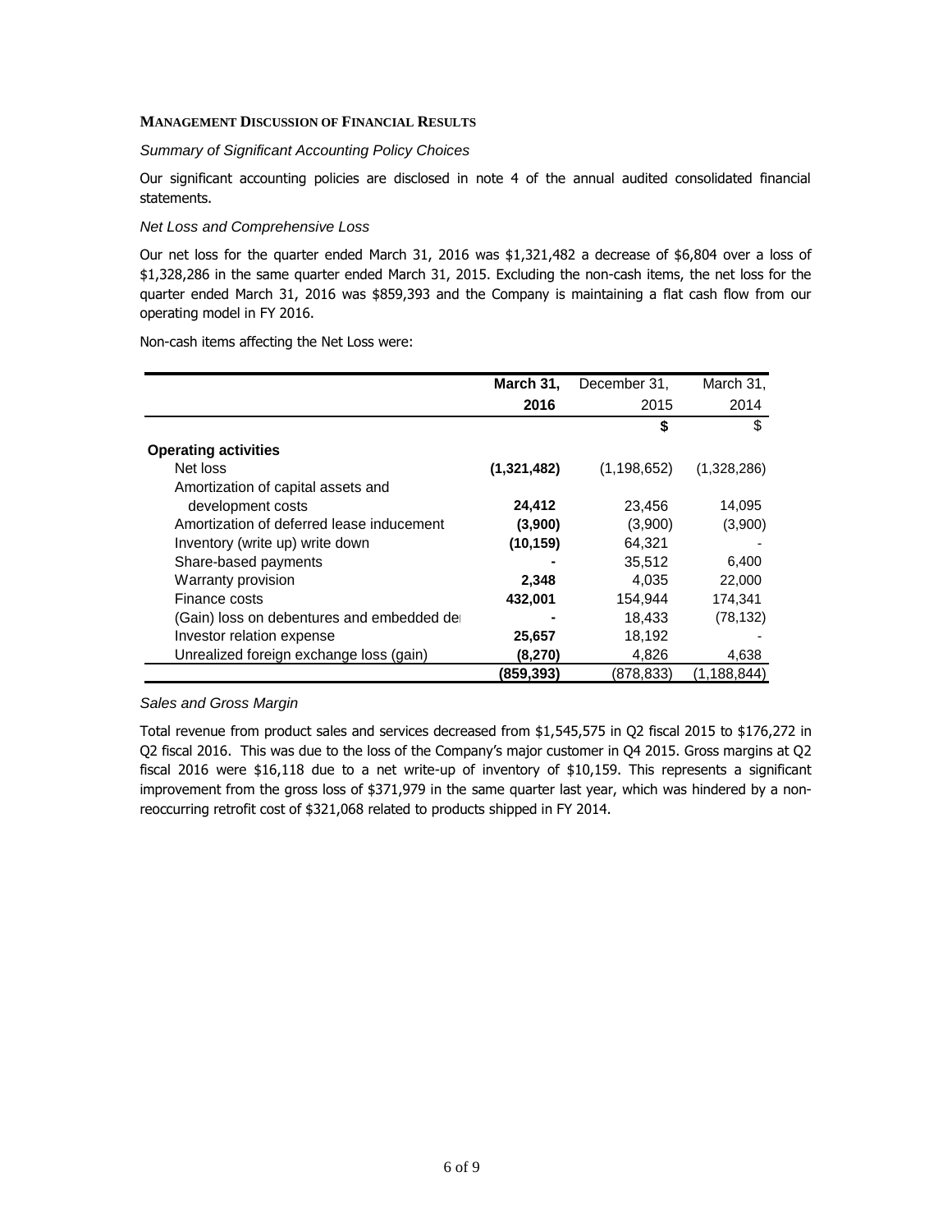**MANAGEMENT DISCUSSION OF FINANCIAL RESULTS**

*Summary of Significant Accounting Policy Choices*

Our significant accounting policies are disclosed in note 4 of the annual audited consolidated financial statements.

*Net Loss and Comprehensive Loss*

Our net loss for the quarter ended March 31, 2016 was $1,321,482 a decrease of $6,804 over a loss of $1,328,286 in the same quarter ended March 31, 2015. Excluding the non-cash items, the net loss for the quarter ended March 31, 2016 was $859,393 and the Company is maintaining a flat cash flow from our operating model in FY 2016.

Non-cash items affecting the Net Loss were:

| | **March 31, 2016** | December 31, 2015 | March 31, 2014 |
|---|---|---|---|
| | | **$** | $ |
| **Operating activities** | | | |
| Net loss | **(1,321,482)** | (1,198,652) | (1,328,286) |
| Amortization of capital assets and development costs | **24,412** | 23,456 | 14,095 |
| Amortization of deferred lease inducement | **(3,900)** | (3,900) | (3,900) |
| Inventory (write up) write down | **(10,159)** | 64,321 | - |
| Share-based payments | **-** | 35,512 | 6,400 |
| Warranty provision | **2,348** | 4,035 | 22,000 |
| Finance costs | **432,001** | 154,944 | 174,341 |
| (Gain) loss on debentures and embedded de | **-** | 18,433 | (78,132) |
| Investor relation expense | **25,657** | 18,192 | - |
| Unrealized foreign exchange loss (gain) | **(8,270)** | 4,826 | 4,638 |
| | **(859,393)** | (878,833) | (1,188,844) |

*Sales and Gross Margin*

Total revenue from product sales and services decreased from $1,545,575 in Q2 fiscal 2015 to $176,272 in Q2 fiscal 2016. This was due to the loss of the Company's major customer in Q4 2015. Gross margins at Q2 fiscal 2016 were $16,118 due to a net write-up of inventory of $10,159. This represents a significant improvement from the gross loss of $371,979 in the same quarter last year, which was hindered by a non-reoccurring retrofit cost of $321,068 related to products shipped in FY 2014.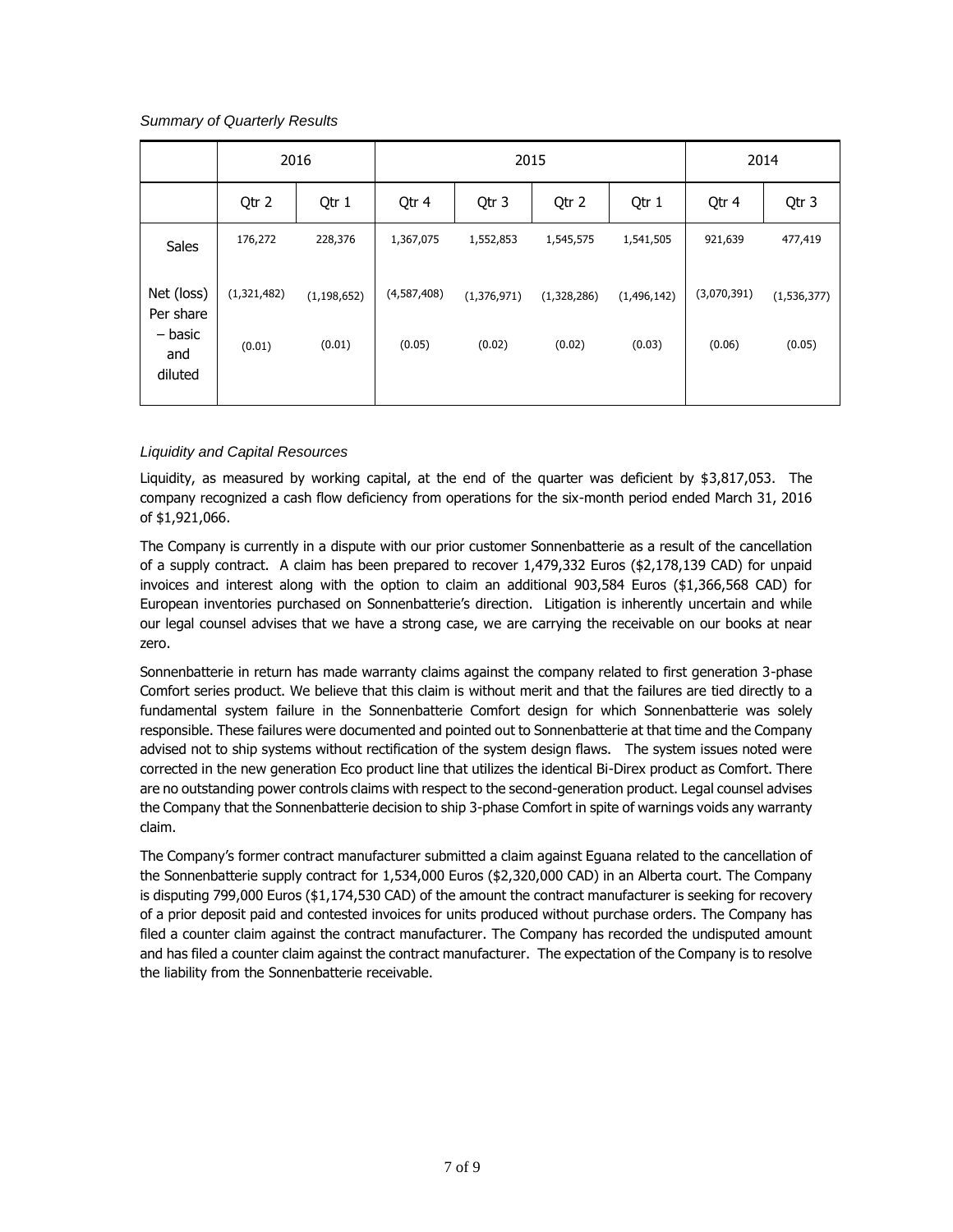*Summary of Quarterly Results*

| | 2016 | | 2015 | | | | 2014 | |
|---|---|---|---|---|---|---|---|---|
| | Qtr 2 | Qtr 1 | Qtr 4 | Qtr 3 | Qtr 2 | Qtr 1 | Qtr 4 | Qtr 3 |
| Sales | 176,272 | 228,376 | 1,367,075 | 1,552,853 | 1,545,575 | 1,541,505 | 921,639 | 477,419 |
| Net (loss) | (1,321,482) | (1,198,652) | (4,587,408) | (1,376,971) | (1,328,286) | (1,496,142) | (3,070,391) | (1,536,377) |
| Per share – basic and diluted | (0.01) | (0.01) | (0.05) | (0.02) | (0.02) | (0.03) | (0.06) | (0.05) |

*Liquidity and Capital Resources*

Liquidity, as measured by working capital, at the end of the quarter was deficient by $3,817,053. The company recognized a cash flow deficiency from operations for the six-month period ended March 31, 2016 of $1,921,066.

The Company is currently in a dispute with our prior customer Sonnenbatterie as a result of the cancellation of a supply contract. A claim has been prepared to recover 1,479,332 Euros ($2,178,139 CAD) for unpaid invoices and interest along with the option to claim an additional 903,584 Euros ($1,366,568 CAD) for European inventories purchased on Sonnenbatterie's direction. Litigation is inherently uncertain and while our legal counsel advises that we have a strong case, we are carrying the receivable on our books at near zero.

Sonnenbatterie in return has made warranty claims against the company related to first generation 3-phase Comfort series product. We believe that this claim is without merit and that the failures are tied directly to a fundamental system failure in the Sonnenbatterie Comfort design for which Sonnenbatterie was solely responsible. These failures were documented and pointed out to Sonnenbatterie at that time and the Company advised not to ship systems without rectification of the system design flaws. The system issues noted were corrected in the new generation Eco product line that utilizes the identical Bi-Direx product as Comfort. There are no outstanding power controls claims with respect to the second-generation product. Legal counsel advises the Company that the Sonnenbatterie decision to ship 3-phase Comfort in spite of warnings voids any warranty claim.

The Company's former contract manufacturer submitted a claim against Eguana related to the cancellation of the Sonnenbatterie supply contract for 1,534,000 Euros ($2,320,000 CAD) in an Alberta court. The Company is disputing 799,000 Euros ($1,174,530 CAD) of the amount the contract manufacturer is seeking for recovery of a prior deposit paid and contested invoices for units produced without purchase orders. The Company has filed a counter claim against the contract manufacturer. The Company has recorded the undisputed amount and has filed a counter claim against the contract manufacturer. The expectation of the Company is to resolve the liability from the Sonnenbatterie receivable.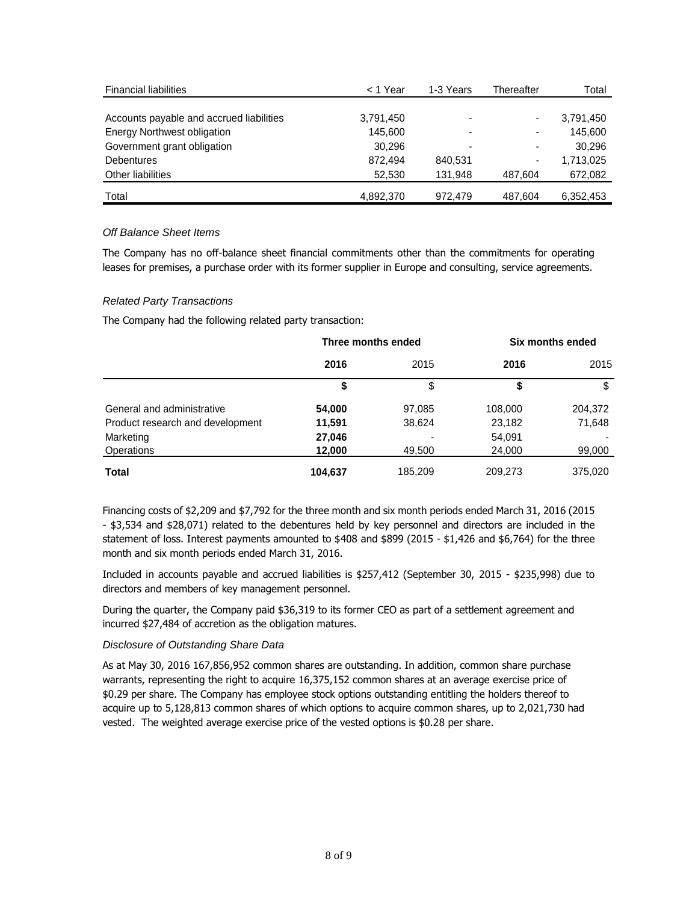| Financial liabilities | < 1 Year | 1-3 Years | Thereafter | Total |
|---|---|---|---|---|
| Accounts payable and accrued liabilities | 3,791,450 | - | - | 3,791,450 |
| Energy Northwest obligation | 145,600 | - | - | 145,600 |
| Government grant obligation | 30,296 | - | - | 30,296 |
| Debentures | 872,494 | 840,531 | - | 1,713,025 |
| Other liabilities | 52,530 | 131,948 | 487,604 | 672,082 |
| Total | 4,892,370 | 972,479 | 487,604 | 6,352,453 |

### *Off Balance Sheet Items*

The Company has no off-balance sheet financial commitments other than the commitments for operating leases for premises, a purchase order with its former supplier in Europe and consulting, service agreements.

### *Related Party Transactions*

The Company had the following related party transaction:

| | **Three months ended** | | **Six months ended** | |
|---|---|---|---|---|
| | **2016** | 2015 | **2016** | 2015 |
| | **$** | $ | **$** | $ |
| General and administrative | **54,000** | 97,085 | 108,000 | 204,372 |
| Product research and development | **11,591** | 38,624 | 23,182 | 71,648 |
| Marketing | **27,046** | - | 54,091 | - |
| Operations | **12,000** | 49,500 | 24,000 | 99,000 |
| **Total** | **104,637** | 185,209 | 209,273 | 375,020 |

Financing costs of $2,209 and $7,792 for the three month and six month periods ended March 31, 2016 (2015 - $3,534 and $28,071) related to the debentures held by key personnel and directors are included in the statement of loss. Interest payments amounted to $408 and $899 (2015 - $1,426 and $6,764) for the three month and six month periods ended March 31, 2016.

Included in accounts payable and accrued liabilities is $257,412 (September 30, 2015 - $235,998) due to directors and members of key management personnel.

During the quarter, the Company paid $36,319 to its former CEO as part of a settlement agreement and incurred $27,484 of accretion as the obligation matures.

### *Disclosure of Outstanding Share Data*

As at May 30, 2016 167,856,952 common shares are outstanding. In addition, common share purchase warrants, representing the right to acquire 16,375,152 common shares at an average exercise price of $0.29 per share. The Company has employee stock options outstanding entitling the holders thereof to acquire up to 5,128,813 common shares of which options to acquire common shares, up to 2,021,730 had vested. The weighted average exercise price of the vested options is $0.28 per share.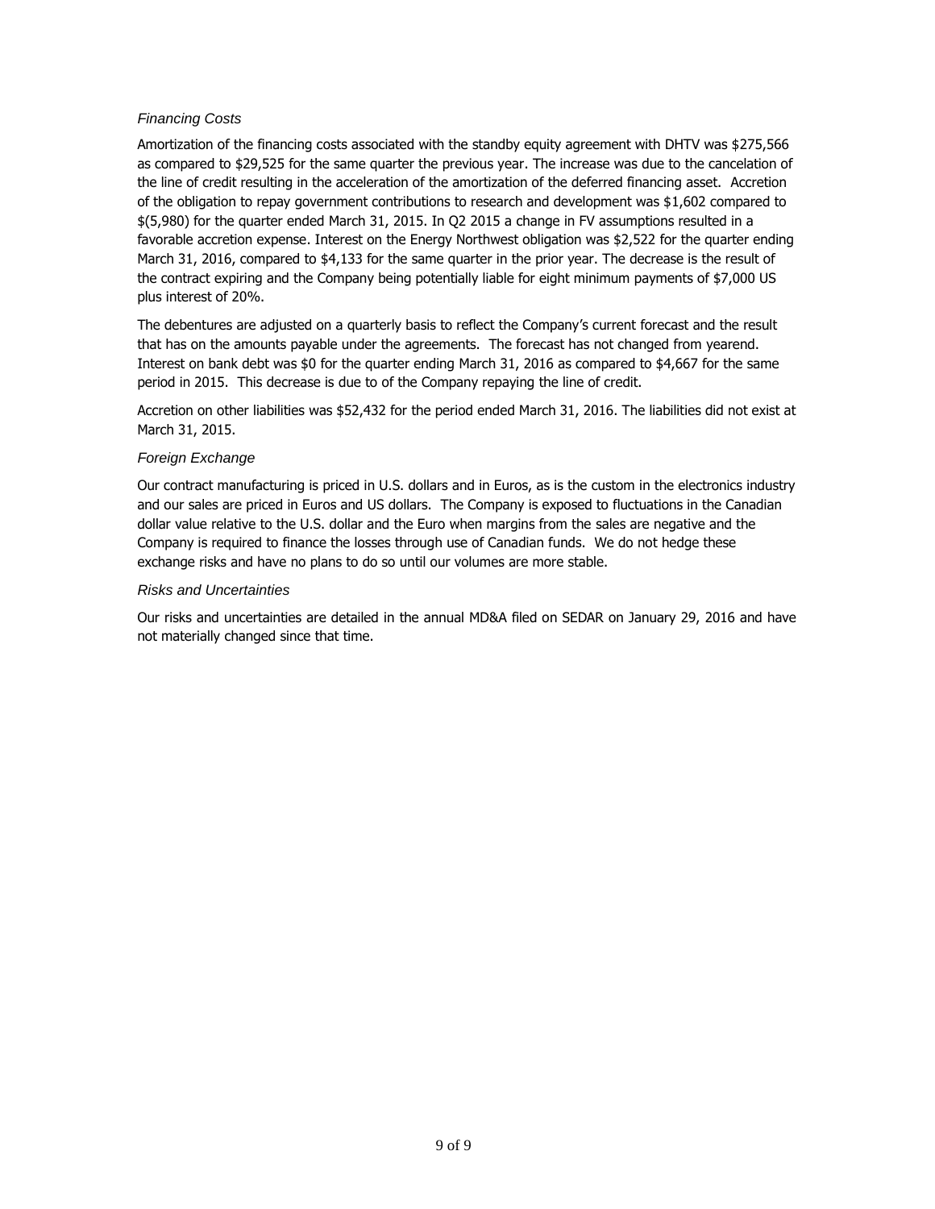### *Financing Costs*

Amortization of the financing costs associated with the standby equity agreement with DHTV was $275,566 as compared to $29,525 for the same quarter the previous year. The increase was due to the cancelation of the line of credit resulting in the acceleration of the amortization of the deferred financing asset. Accretion of the obligation to repay government contributions to research and development was $1,602 compared to $(5,980) for the quarter ended March 31, 2015. In Q2 2015 a change in FV assumptions resulted in a favorable accretion expense. Interest on the Energy Northwest obligation was $2,522 for the quarter ending March 31, 2016, compared to $4,133 for the same quarter in the prior year. The decrease is the result of the contract expiring and the Company being potentially liable for eight minimum payments of $7,000 US plus interest of 20%.

The debentures are adjusted on a quarterly basis to reflect the Company's current forecast and the result that has on the amounts payable under the agreements. The forecast has not changed from yearend. Interest on bank debt was $0 for the quarter ending March 31, 2016 as compared to $4,667 for the same period in 2015. This decrease is due to of the Company repaying the line of credit.

Accretion on other liabilities was $52,432 for the period ended March 31, 2016. The liabilities did not exist at March 31, 2015.

### *Foreign Exchange*

Our contract manufacturing is priced in U.S. dollars and in Euros, as is the custom in the electronics industry and our sales are priced in Euros and US dollars. The Company is exposed to fluctuations in the Canadian dollar value relative to the U.S. dollar and the Euro when margins from the sales are negative and the Company is required to finance the losses through use of Canadian funds. We do not hedge these exchange risks and have no plans to do so until our volumes are more stable.

### *Risks and Uncertainties*

Our risks and uncertainties are detailed in the annual MD&A filed on SEDAR on January 29, 2016 and have not materially changed since that time.